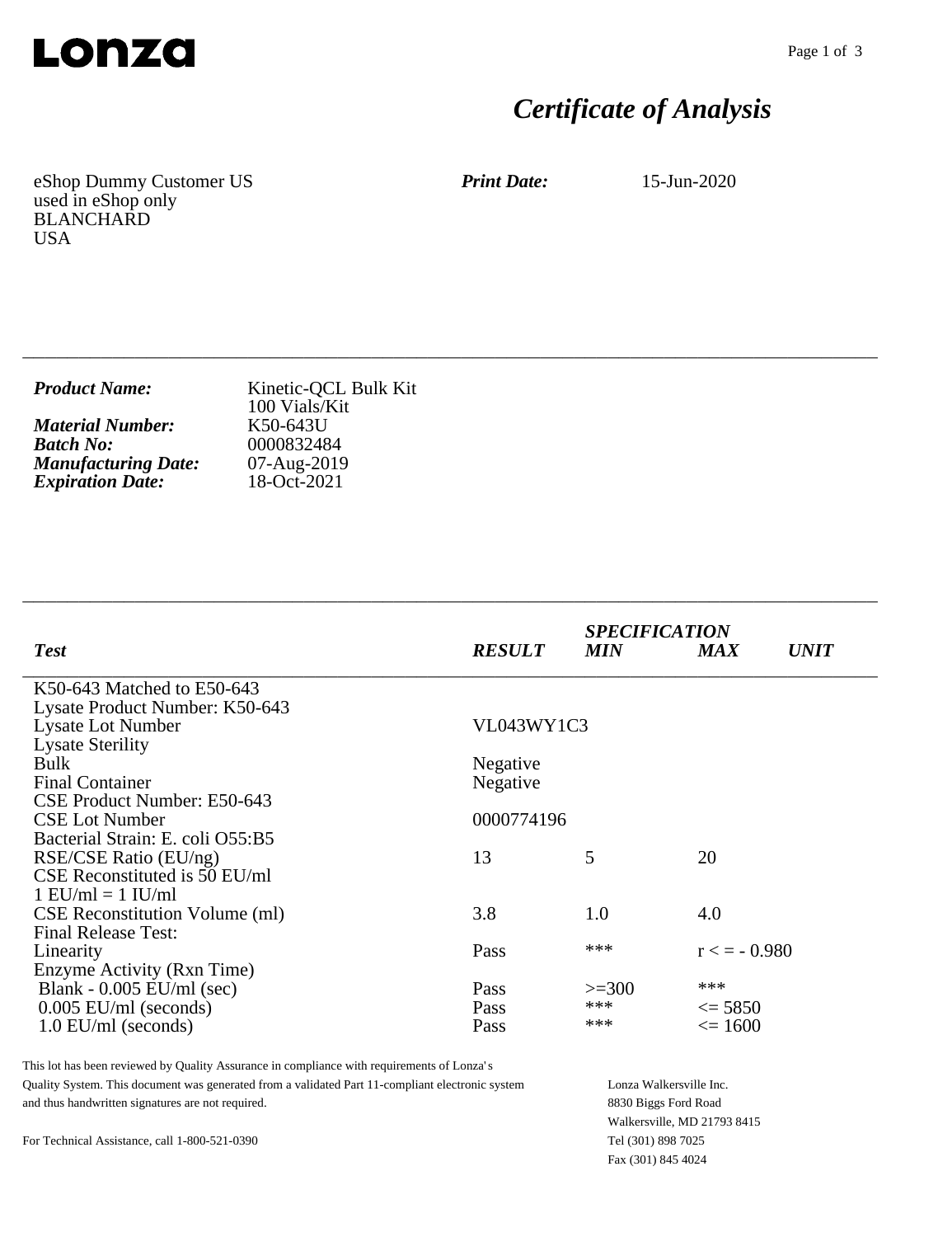Lonza

# *Certificate of Analysis*

eShop Dummy Customer US
used in eShop only
BLANCHARD
USA

***Print Date:*** 15-Jun-2020

---

***Product Name:*** Kinetic-QCL Bulk Kit
100 Vials/Kit
***Material Number:*** K50-643U
***Batch No:*** 0000832484
***Manufacturing Date:*** 07-Aug-2019
***Expiration Date:*** 18-Oct-2021

---

| *Test* | *RESULT* | *SPECIFICATION MIN* | *MAX* | *UNIT* |
|---|---|---|---|---|
| K50-643 Matched to E50-643 | | | | |
| Lysate Product Number: K50-643 | | | | |
| Lysate Lot Number | VL043WY1C3 | | | |
| Lysate Sterility | | | | |
| Bulk | Negative | | | |
| Final Container | Negative | | | |
| CSE Product Number: E50-643 | | | | |
| CSE Lot Number | 0000774196 | | | |
| Bacterial Strain: E. coli O55:B5 | | | | |
| RSE/CSE Ratio (EU/ng) | 13 | 5 | 20 | |
| CSE Reconstituted is 50 EU/ml | | | | |
| 1 EU/ml = 1 IU/ml | | | | |
| CSE Reconstitution Volume (ml) | 3.8 | 1.0 | 4.0 | |
| Final Release Test: | | | | |
| Linearity | Pass | *** | r < = - 0.980 | |
| Enzyme Activity (Rxn Time) | | | | |
| Blank - 0.005 EU/ml (sec) | Pass | >=300 | *** | |
| 0.005 EU/ml (seconds) | Pass | *** | <= 5850 | |
| 1.0 EU/ml (seconds) | Pass | *** | <= 1600 | |

This lot has been reviewed by Quality Assurance in compliance with requirements of Lonza's Quality System. This document was generated from a validated Part 11-compliant electronic system and thus handwritten signatures are not required.

For Technical Assistance, call 1-800-521-0390

Lonza Walkersville Inc.
8830 Biggs Ford Road
Walkersville, MD 21793 8415
Tel (301) 898 7025
Fax (301) 845 4024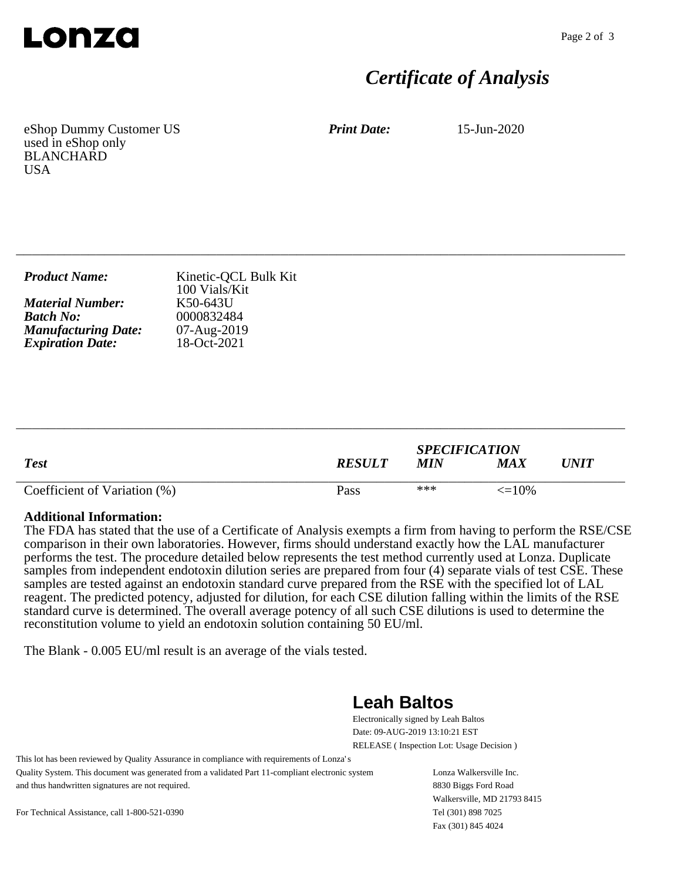**Lonza**

# *Certificate of Analysis*

eShop Dummy Customer US
used in eShop only
BLANCHARD
USA

***Print Date:*** 15-Jun-2020

---

***Product Name:*** Kinetic-QCL Bulk Kit
100 Vials/Kit
***Material Number:*** K50-643U
***Batch No:*** 0000832484
***Manufacturing Date:*** 07-Aug-2019
***Expiration Date:*** 18-Oct-2021

---

| *Test* | *RESULT* | *SPECIFICATION* | | *UNIT* |
|---|---|---|---|---|
| | | *MIN* | *MAX* | |
| Coefficient of Variation (%) | Pass | *** | <=10% | |

**Additional Information:**
The FDA has stated that the use of a Certificate of Analysis exempts a firm from having to perform the RSE/CSE comparison in their own laboratories. However, firms should understand exactly how the LAL manufacturer performs the test. The procedure detailed below represents the test method currently used at Lonza. Duplicate samples from independent endotoxin dilution series are prepared from four (4) separate vials of test CSE. These samples are tested against an endotoxin standard curve prepared from the RSE with the specified lot of LAL reagent. The predicted potency, adjusted for dilution, for each CSE dilution falling within the limits of the RSE standard curve is determined. The overall average potency of all such CSE dilutions is used to determine the reconstitution volume to yield an endotoxin solution containing 50 EU/ml.

The Blank - 0.005 EU/ml result is an average of the vials tested.

**Leah Baltos**
Electronically signed by Leah Baltos
Date: 09-AUG-2019 13:10:21 EST
RELEASE ( Inspection Lot: Usage Decision )

This lot has been reviewed by Quality Assurance in compliance with requirements of Lonza's Quality System. This document was generated from a validated Part 11-compliant electronic system and thus handwritten signatures are not required.

For Technical Assistance, call 1-800-521-0390

Lonza Walkersville Inc.
8830 Biggs Ford Road
Walkersville, MD 21793 8415
Tel (301) 898 7025
Fax (301) 845 4024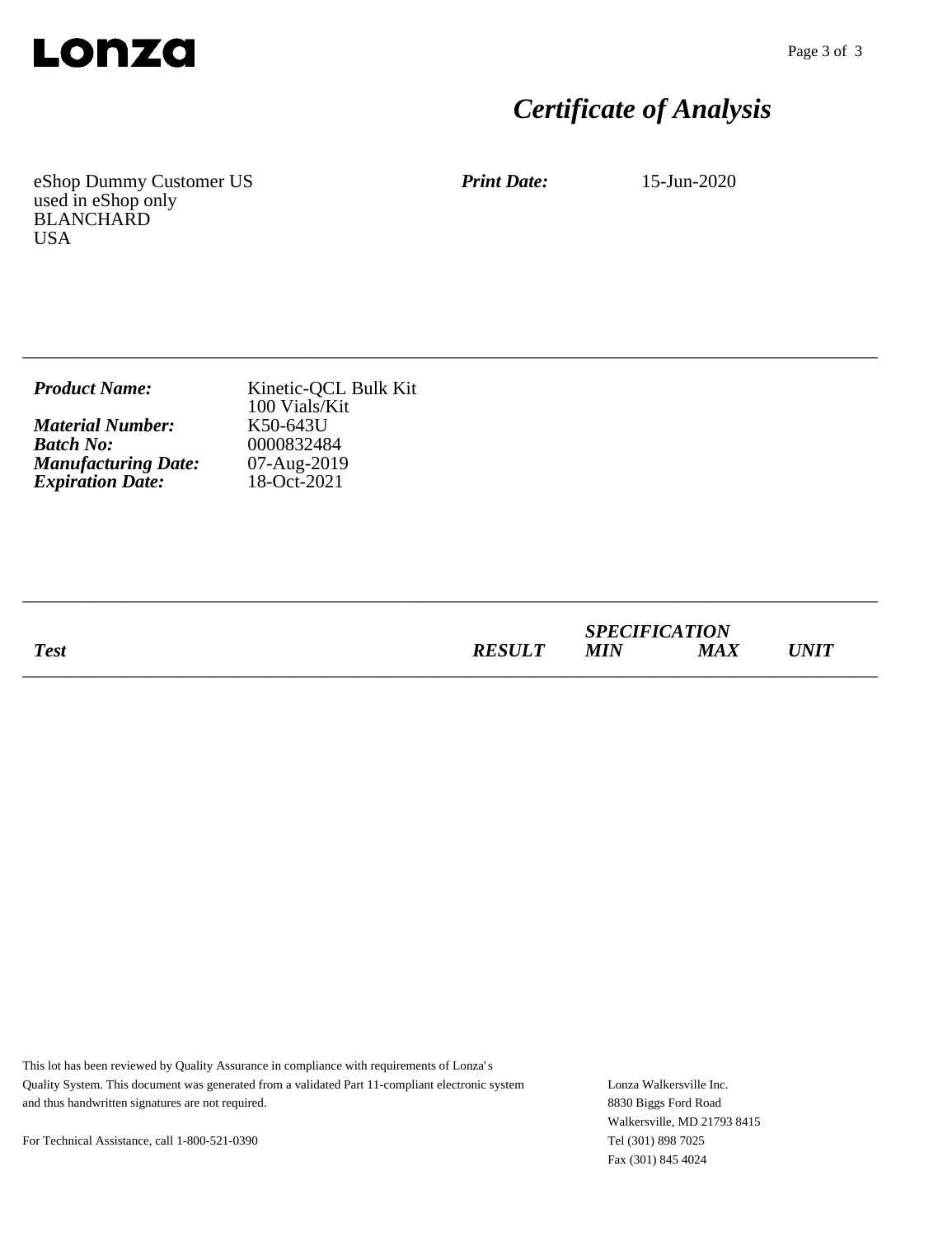# Lonza

## *Certificate of Analysis*

eShop Dummy Customer US
used in eShop only
BLANCHARD
USA

***Print Date:*** 15-Jun-2020

| | |
|---|---|
| ***Product Name:*** | Kinetic-QCL Bulk Kit 100 Vials/Kit |
| ***Material Number:*** | K50-643U |
| ***Batch No:*** | 0000832484 |
| ***Manufacturing Date:*** | 07-Aug-2019 |
| ***Expiration Date:*** | 18-Oct-2021 |

| | | *SPECIFICATION* | | |
|---|---|---|---|---|
| ***Test*** | ***RESULT*** | ***MIN*** | ***MAX*** | ***UNIT*** |

This lot has been reviewed by Quality Assurance in compliance with requirements of Lonza's Quality System. This document was generated from a validated Part 11-compliant electronic system and thus handwritten signatures are not required.

For Technical Assistance, call 1-800-521-0390

Lonza Walkersville Inc.
8830 Biggs Ford Road
Walkersville, MD 21793 8415
Tel (301) 898 7025
Fax (301) 845 4024